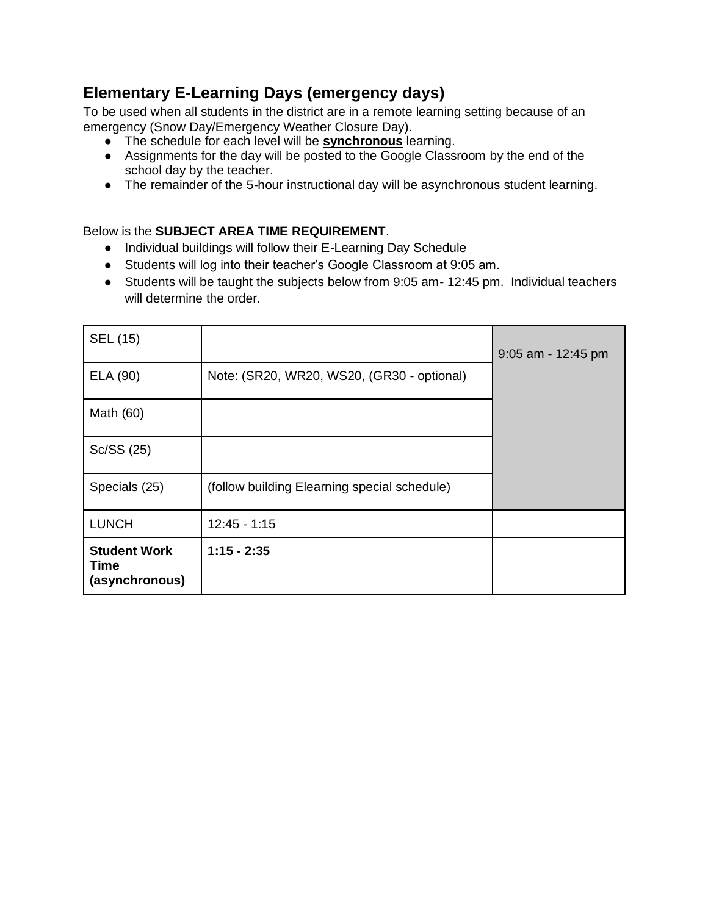## Elementary E-Learning Days (emergency days)

To be used when all students in the district are in a remote learning setting because of an emergency (Snow Day/Emergency Weather Closure Day).

- The schedule for each level will be **synchronous** learning.
- Assignments for the day will be posted to the Google Classroom by the end of the school day by the teacher.
- The remainder of the 5-hour instructional day will be asynchronous student learning.

Below is the **SUBJECT AREA TIME REQUIREMENT**.

- Individual buildings will follow their E-Learning Day Schedule
- Students will log into their teacher's Google Classroom at 9:05 am.
- Students will be taught the subjects below from 9:05 am- 12:45 pm. Individual teachers will determine the order.

| SEL (15) | | 9:05 am - 12:45 pm |
|---|---|---|
| ELA (90) | Note: (SR20, WR20, WS20, (GR30 - optional) | |
| Math (60) | | |
| Sc/SS (25) | | |
| Specials (25) | (follow building Elearning special schedule) | |
| LUNCH | 12:45 - 1:15 | |
| **Student Work Time (asynchronous)** | **1:15 - 2:35** | |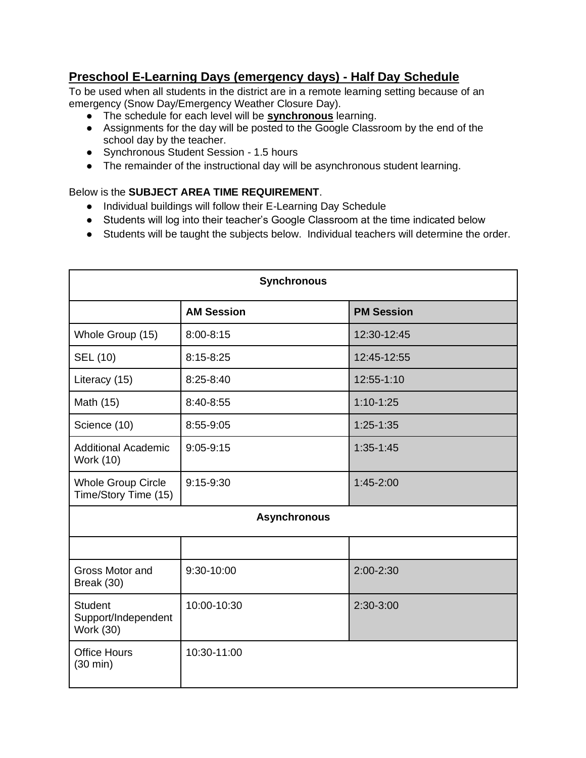## Preschool E-Learning Days (emergency days) - Half Day Schedule

To be used when all students in the district are in a remote learning setting because of an emergency (Snow Day/Emergency Weather Closure Day).

- The schedule for each level will be **synchronous** learning.
- Assignments for the day will be posted to the Google Classroom by the end of the school day by the teacher.
- Synchronous Student Session - 1.5 hours
- The remainder of the instructional day will be asynchronous student learning.

Below is the **SUBJECT AREA TIME REQUIREMENT**.

- Individual buildings will follow their E-Learning Day Schedule
- Students will log into their teacher's Google Classroom at the time indicated below
- Students will be taught the subjects below. Individual teachers will determine the order.

| **Synchronous** | | |
|---|---|---|
| | **AM Session** | **PM Session** |
| Whole Group (15) | 8:00-8:15 | 12:30-12:45 |
| SEL (10) | 8:15-8:25 | 12:45-12:55 |
| Literacy (15) | 8:25-8:40 | 12:55-1:10 |
| Math (15) | 8:40-8:55 | 1:10-1:25 |
| Science (10) | 8:55-9:05 | 1:25-1:35 |
| Additional Academic Work (10) | 9:05-9:15 | 1:35-1:45 |
| Whole Group Circle Time/Story Time (15) | 9:15-9:30 | 1:45-2:00 |
| **Asynchronous** | | |
| | | |
| Gross Motor and Break (30) | 9:30-10:00 | 2:00-2:30 |
| Student Support/Independent Work (30) | 10:00-10:30 | 2:30-3:00 |
| Office Hours (30 min) | 10:30-11:00 | |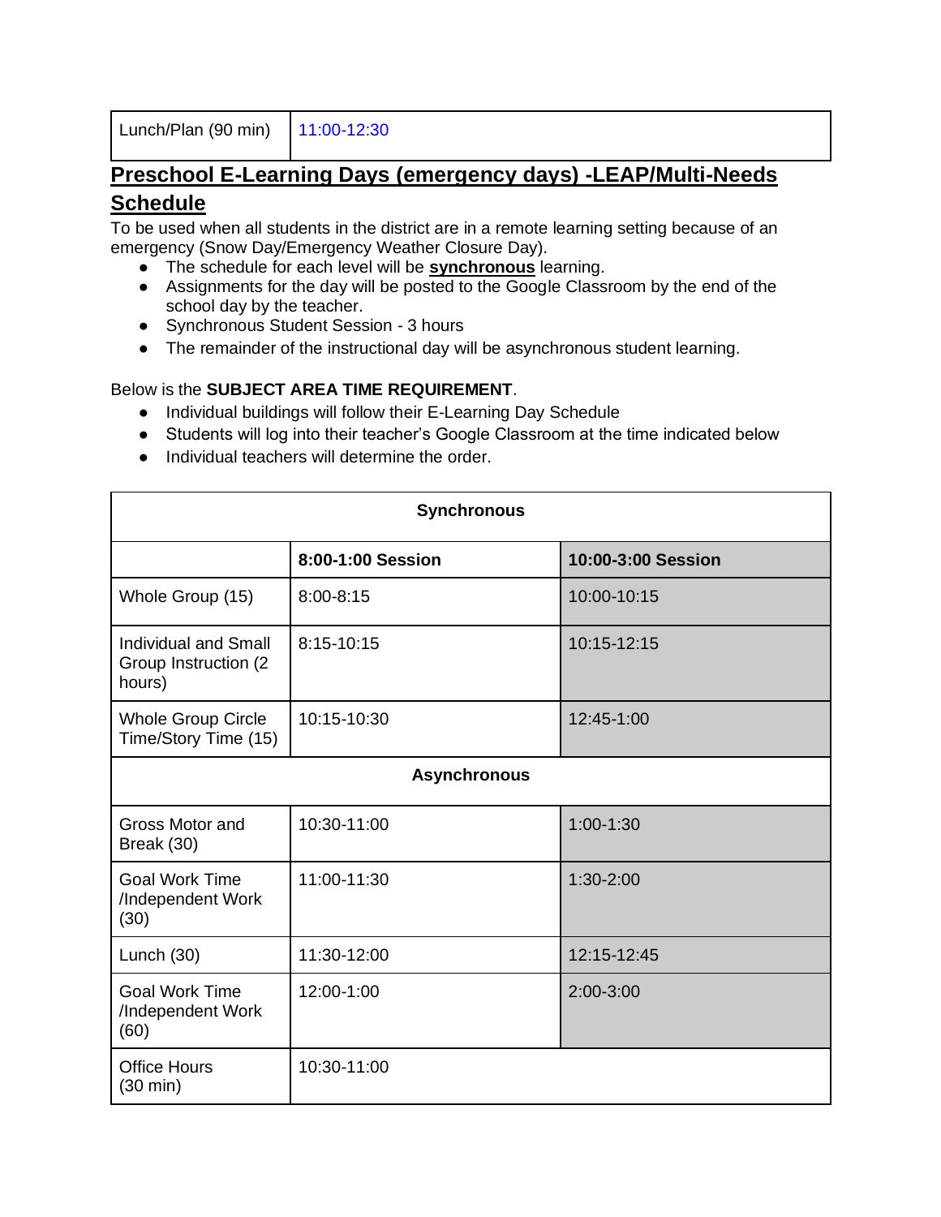| Lunch/Plan (90 min) | 11:00-12:30 |
|---|---|

## Preschool E-Learning Days (emergency days) -LEAP/Multi-Needs Schedule

To be used when all students in the district are in a remote learning setting because of an emergency (Snow Day/Emergency Weather Closure Day).

- The schedule for each level will be **synchronous** learning.
- Assignments for the day will be posted to the Google Classroom by the end of the school day by the teacher.
- Synchronous Student Session - 3 hours
- The remainder of the instructional day will be asynchronous student learning.

Below is the **SUBJECT AREA TIME REQUIREMENT**.

- Individual buildings will follow their E-Learning Day Schedule
- Students will log into their teacher's Google Classroom at the time indicated below
- Individual teachers will determine the order.

| **Synchronous** | | |
|---|---|---|
| | **8:00-1:00 Session** | **10:00-3:00 Session** |
| Whole Group (15) | 8:00-8:15 | 10:00-10:15 |
| Individual and Small Group Instruction (2 hours) | 8:15-10:15 | 10:15-12:15 |
| Whole Group Circle Time/Story Time (15) | 10:15-10:30 | 12:45-1:00 |
| **Asynchronous** | | |
| Gross Motor and Break (30) | 10:30-11:00 | 1:00-1:30 |
| Goal Work Time /Independent Work (30) | 11:00-11:30 | 1:30-2:00 |
| Lunch (30) | 11:30-12:00 | 12:15-12:45 |
| Goal Work Time /Independent Work (60) | 12:00-1:00 | 2:00-3:00 |
| Office Hours (30 min) | 10:30-11:00 | |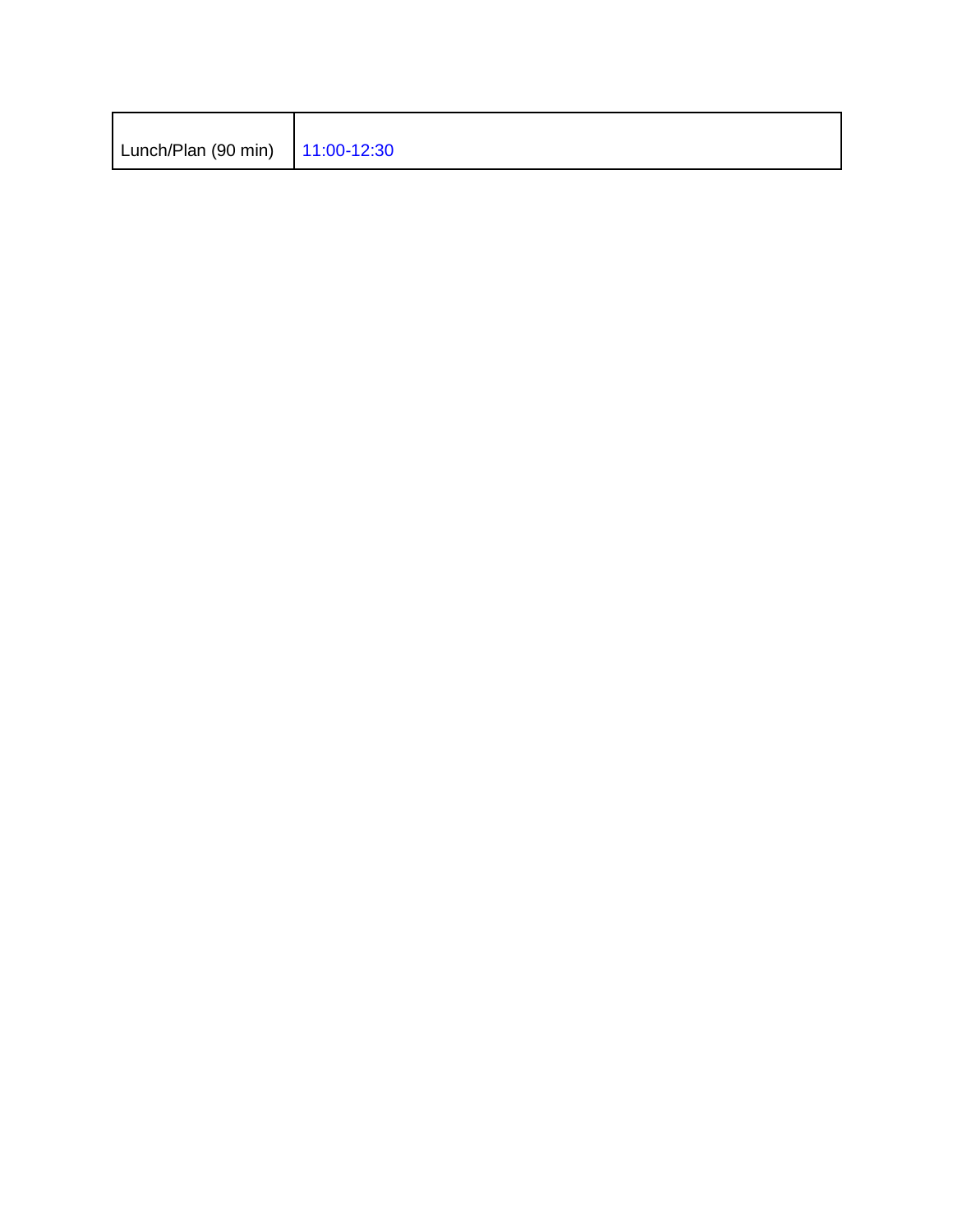| | |
|---|---|
| Lunch/Plan (90 min) | 11:00-12:30 |